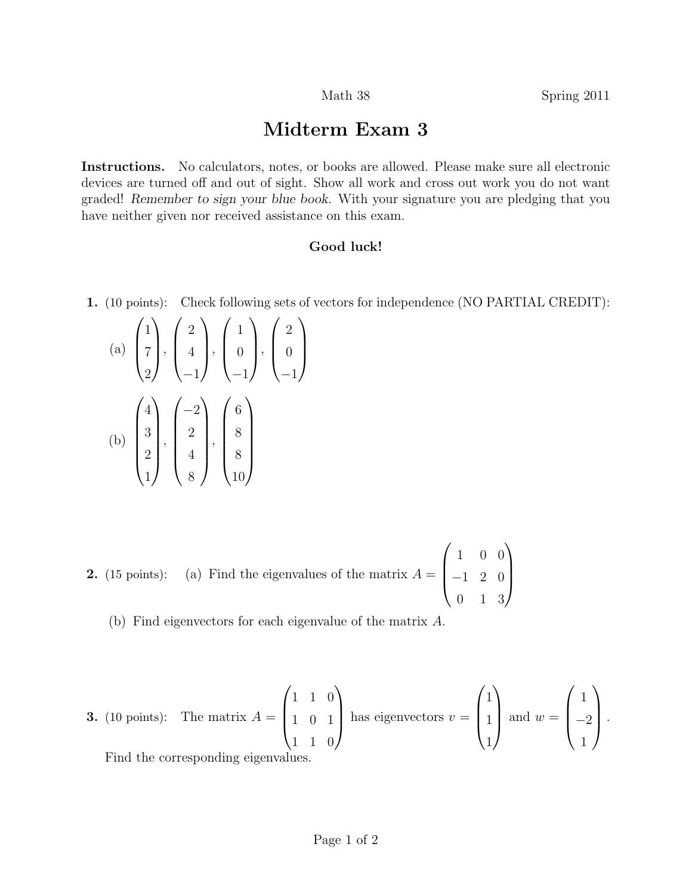Math 38 Spring 2011

# Midterm Exam 3

**Instructions.** No calculators, notes, or books are allowed. Please make sure all electronic devices are turned off and out of sight. Show all work and cross out work you do not want graded! *Remember to sign your blue book.* With your signature you are pledging that you have neither given nor received assistance on this exam.

**Good luck!**

**1.** (10 points): Check following sets of vectors for independence (NO PARTIAL CREDIT):

(a) $\begin{pmatrix} 1 \\ 7 \\ 2 \end{pmatrix}, \begin{pmatrix} 2 \\ 4 \\ -1 \end{pmatrix}, \begin{pmatrix} 1 \\ 0 \\ -1 \end{pmatrix}, \begin{pmatrix} 2 \\ 0 \\ -1 \end{pmatrix}$

(b) $\begin{pmatrix} 4 \\ 3 \\ 2 \\ 1 \end{pmatrix}, \begin{pmatrix} -2 \\ 2 \\ 4 \\ 8 \end{pmatrix}, \begin{pmatrix} 6 \\ 8 \\ 8 \\ 10 \end{pmatrix}$

**2.** (15 points): (a) Find the eigenvalues of the matrix $A = \begin{pmatrix} 1 & 0 & 0 \\ -1 & 2 & 0 \\ 0 & 1 & 3 \end{pmatrix}$

(b) Find eigenvectors for each eigenvalue of the matrix $A$.

**3.** (10 points): The matrix $A = \begin{pmatrix} 1 & 1 & 0 \\ 1 & 0 & 1 \\ 1 & 1 & 0 \end{pmatrix}$ has eigenvectors $v = \begin{pmatrix} 1 \\ 1 \\ 1 \end{pmatrix}$ and $w = \begin{pmatrix} 1 \\ -2 \\ 1 \end{pmatrix}$.

Find the corresponding eigenvalues.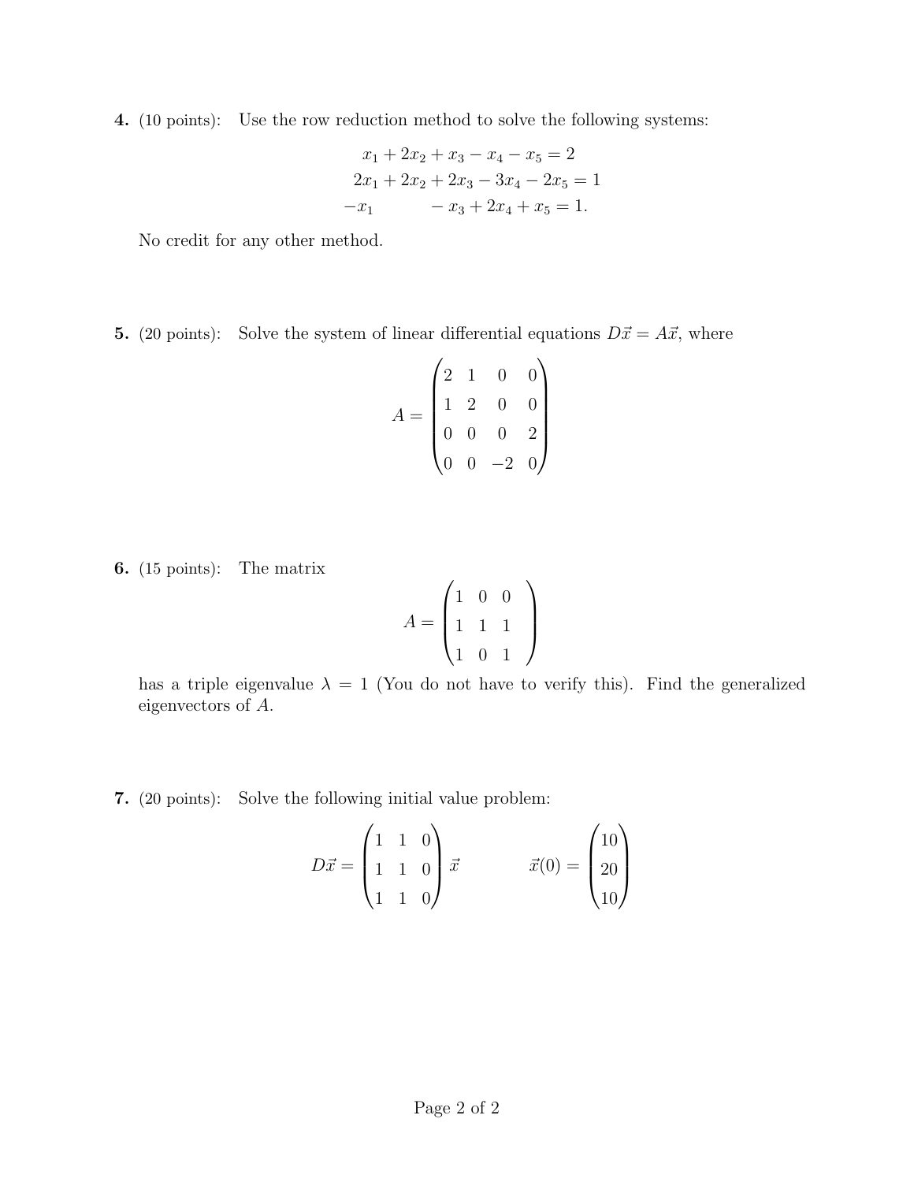**4.** (10 points): Use the row reduction method to solve the following systems:

$$
\begin{aligned}
x_1 + 2x_2 + x_3 - x_4 - x_5 &= 2 \\
2x_1 + 2x_2 + 2x_3 - 3x_4 - 2x_5 &= 1 \\
-x_1 \qquad\quad - x_3 + 2x_4 + x_5 &= 1.
\end{aligned}
$$

No credit for any other method.

**5.** (20 points): Solve the system of linear differential equations $D\vec{x} = A\vec{x}$, where

$$
A = \begin{pmatrix} 2 & 1 & 0 & 0 \\ 1 & 2 & 0 & 0 \\ 0 & 0 & 0 & 2 \\ 0 & 0 & -2 & 0 \end{pmatrix}
$$

**6.** (15 points): The matrix

$$
A = \begin{pmatrix} 1 & 0 & 0 \\ 1 & 1 & 1 \\ 1 & 0 & 1 \end{pmatrix}
$$

has a triple eigenvalue $\lambda = 1$ (You do not have to verify this). Find the generalized eigenvectors of $A$.

**7.** (20 points): Solve the following initial value problem:

$$
D\vec{x} = \begin{pmatrix} 1 & 1 & 0 \\ 1 & 1 & 0 \\ 1 & 1 & 0 \end{pmatrix} \vec{x} \qquad \vec{x}(0) = \begin{pmatrix} 10 \\ 20 \\ 10 \end{pmatrix}
$$